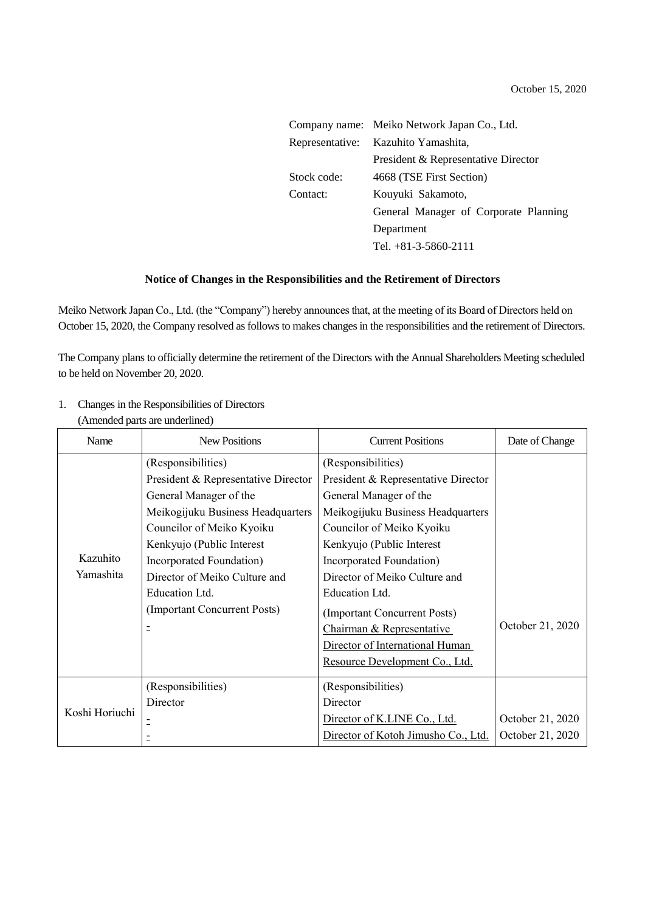October 15, 2020

Company name: Meiko Network Japan Co., Ltd.
Representative: Kazuhito Yamashita,
President & Representative Director
Stock code: 4668 (TSE First Section)
Contact: Kouyuki Sakamoto,
General Manager of Corporate Planning Department
Tel. +81-3-5860-2111

## Notice of Changes in the Responsibilities and the Retirement of Directors

Meiko Network Japan Co., Ltd. (the "Company") hereby announces that, at the meeting of its Board of Directors held on October 15, 2020, the Company resolved as follows to makes changes in the responsibilities and the retirement of Directors.

The Company plans to officially determine the retirement of the Directors with the Annual Shareholders Meeting scheduled to be held on November 20, 2020.

1. Changes in the Responsibilities of Directors
   (Amended parts are underlined)

| Name | New Positions | Current Positions | Date of Change |
|---|---|---|---|
| Kazuhito Yamashita | (Responsibilities)<br>President & Representative Director<br>General Manager of the Meikogijuku Business Headquarters<br>Councilor of Meiko Kyoiku Kenkyujo (Public Interest Incorporated Foundation)<br>Director of Meiko Culture and Education Ltd.<br>(Important Concurrent Posts)<br><u>-</u> | (Responsibilities)<br>President & Representative Director<br>General Manager of the Meikogijuku Business Headquarters<br>Councilor of Meiko Kyoiku Kenkyujo (Public Interest Incorporated Foundation)<br>Director of Meiko Culture and Education Ltd.<br>(Important Concurrent Posts)<br><u>Chairman & Representative Director of International Human Resource Development Co., Ltd.</u> | October 21, 2020 |
| Koshi Horiuchi | (Responsibilities)<br>Director<br><u>-</u><br><u>-</u> | (Responsibilities)<br>Director<br><u>Director of K.LINE Co., Ltd.</u><br><u>Director of Kotoh Jimusho Co., Ltd.</u> | October 21, 2020<br>October 21, 2020 |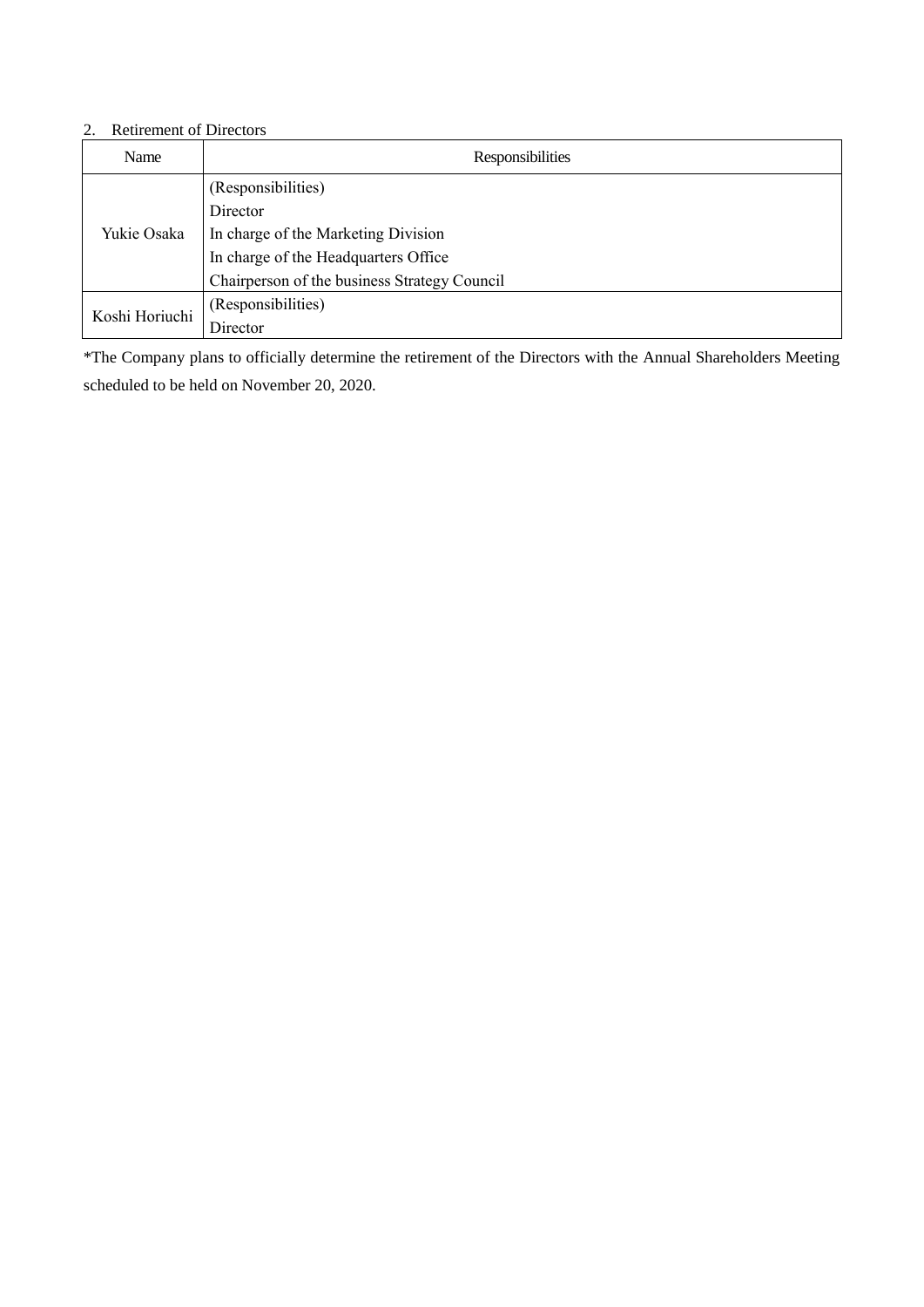2. Retirement of Directors

| Name | Responsibilities |
|---|---|
| Yukie Osaka | (Responsibilities)<br>Director<br>In charge of the Marketing Division<br>In charge of the Headquarters Office<br>Chairperson of the business Strategy Council |
| Koshi Horiuchi | (Responsibilities)<br>Director |

*The Company plans to officially determine the retirement of the Directors with the Annual Shareholders Meeting scheduled to be held on November 20, 2020.